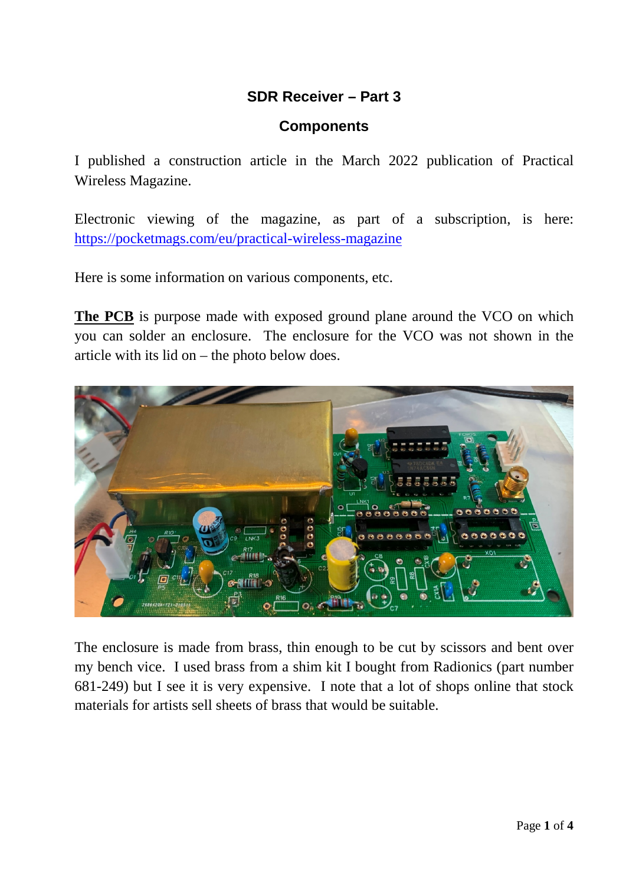# SDR Receiver – Part 3

## Components

I published a construction article in the March 2022 publication of Practical Wireless Magazine.

Electronic viewing of the magazine, as part of a subscription, is here: [https://pocketmags.com/eu/practical-wireless-magazine](https://pocketmags.com/eu/practical-wireless-magazine)

Here is some information on various components, etc.

**<u>The PCB</u>** is purpose made with exposed ground plane around the VCO on which you can solder an enclosure. The enclosure for the VCO was not shown in the article with its lid on – the photo below does.

The enclosure is made from brass, thin enough to be cut by scissors and bent over my bench vice. I used brass from a shim kit I bought from Radionics (part number 681-249) but I see it is very expensive. I note that a lot of shops online that stock materials for artists sell sheets of brass that would be suitable.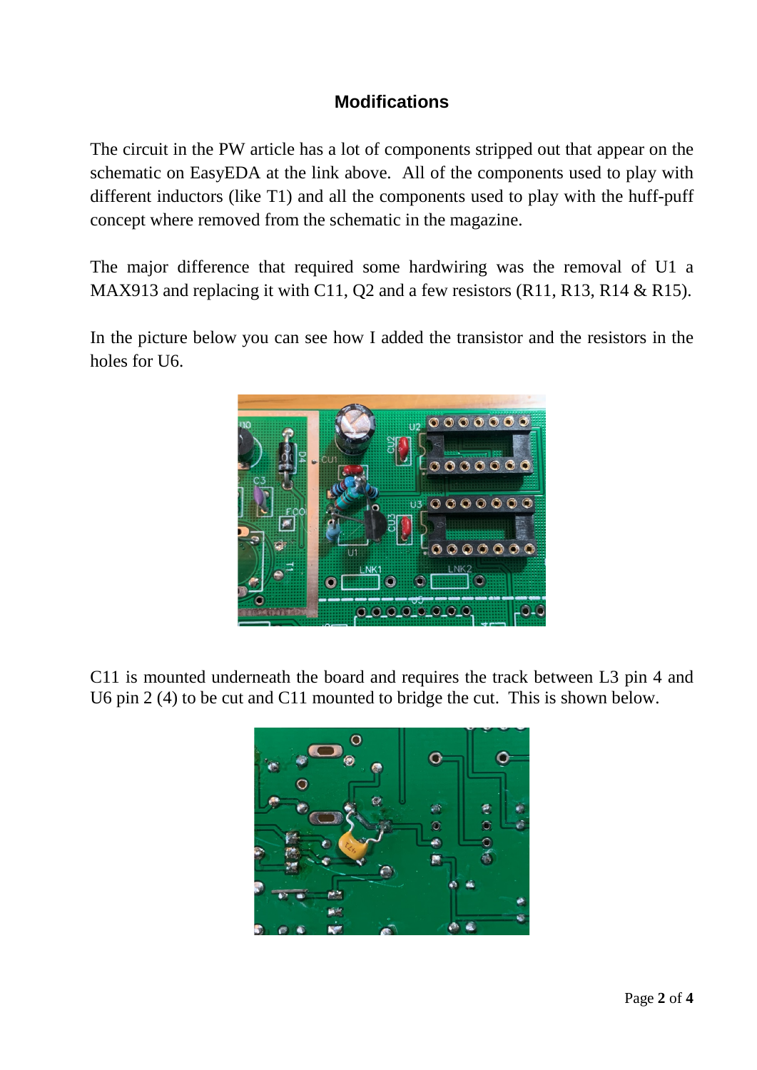## Modifications

The circuit in the PW article has a lot of components stripped out that appear on the schematic on EasyEDA at the link above. All of the components used to play with different inductors (like T1) and all the components used to play with the huff-puff concept where removed from the schematic in the magazine.

The major difference that required some hardwiring was the removal of U1 a MAX913 and replacing it with C11, Q2 and a few resistors (R11, R13, R14 & R15).

In the picture below you can see how I added the transistor and the resistors in the holes for U6.

C11 is mounted underneath the board and requires the track between L3 pin 4 and U6 pin 2 (4) to be cut and C11 mounted to bridge the cut. This is shown below.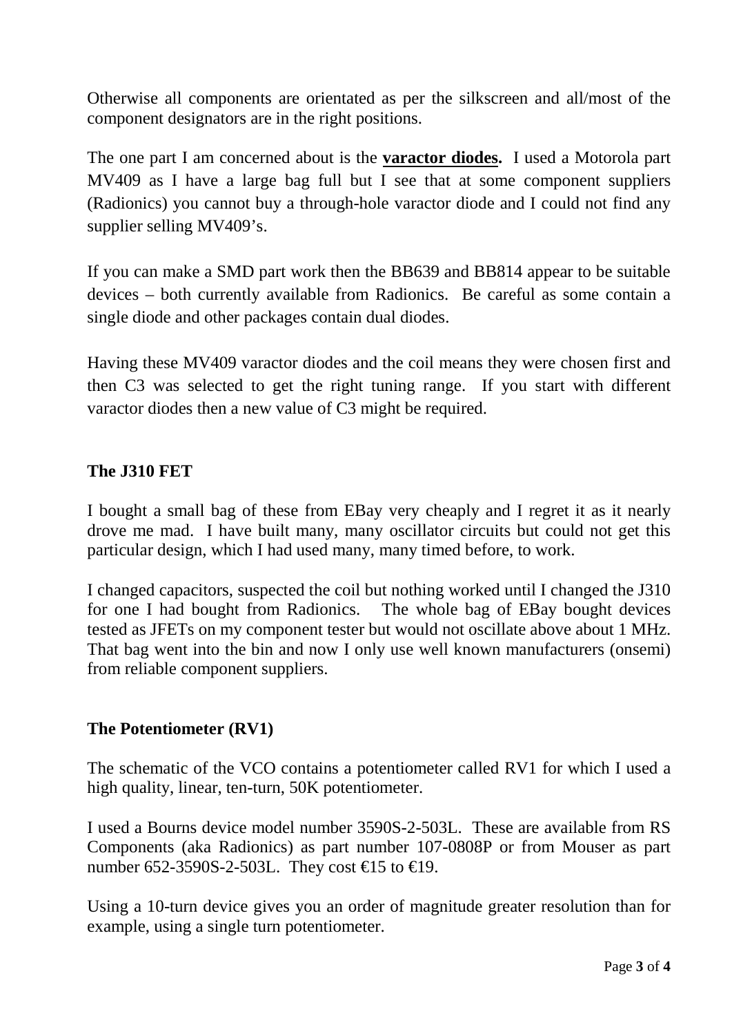Otherwise all components are orientated as per the silkscreen and all/most of the component designators are in the right positions.

The one part I am concerned about is the **varactor diodes.** I used a Motorola part MV409 as I have a large bag full but I see that at some component suppliers (Radionics) you cannot buy a through-hole varactor diode and I could not find any supplier selling MV409's.

If you can make a SMD part work then the BB639 and BB814 appear to be suitable devices – both currently available from Radionics. Be careful as some contain a single diode and other packages contain dual diodes.

Having these MV409 varactor diodes and the coil means they were chosen first and then C3 was selected to get the right tuning range. If you start with different varactor diodes then a new value of C3 might be required.

## The J310 FET

I bought a small bag of these from EBay very cheaply and I regret it as it nearly drove me mad. I have built many, many oscillator circuits but could not get this particular design, which I had used many, many timed before, to work.

I changed capacitors, suspected the coil but nothing worked until I changed the J310 for one I had bought from Radionics. The whole bag of EBay bought devices tested as JFETs on my component tester but would not oscillate above about 1 MHz. That bag went into the bin and now I only use well known manufacturers (onsemi) from reliable component suppliers.

## The Potentiometer (RV1)

The schematic of the VCO contains a potentiometer called RV1 for which I used a high quality, linear, ten-turn, 50K potentiometer.

I used a Bourns device model number 3590S-2-503L. These are available from RS Components (aka Radionics) as part number 107-0808P or from Mouser as part number 652-3590S-2-503L. They cost €15 to €19.

Using a 10-turn device gives you an order of magnitude greater resolution than for example, using a single turn potentiometer.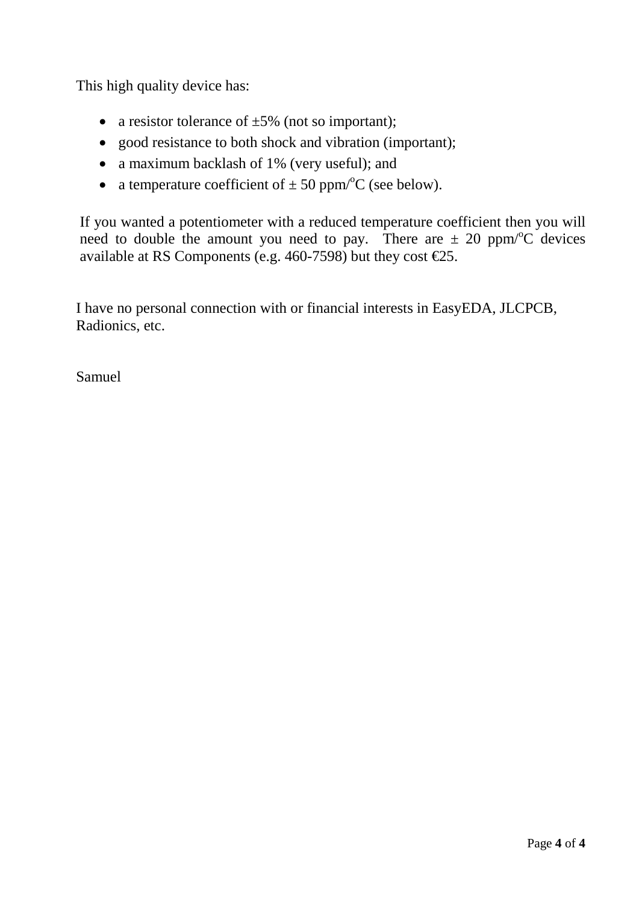This high quality device has:

- a resistor tolerance of ±5% (not so important);
- good resistance to both shock and vibration (important);
- a maximum backlash of 1% (very useful); and
- a temperature coefficient of ± 50 ppm/$^{o}$C (see below).

If you wanted a potentiometer with a reduced temperature coefficient then you will need to double the amount you need to pay. There are ± 20 ppm/$^{o}$C devices available at RS Components (e.g. 460-7598) but they cost €25.

I have no personal connection with or financial interests in EasyEDA, JLCPCB, Radionics, etc.

Samuel